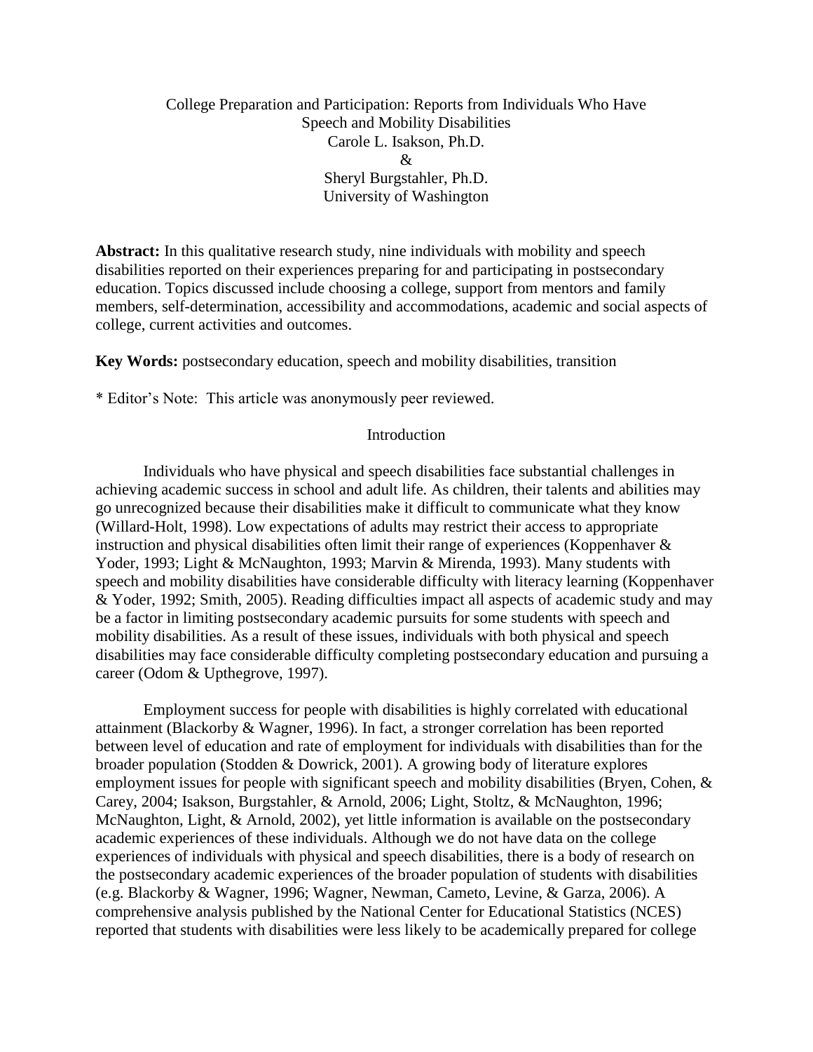# College Preparation and Participation: Reports from Individuals Who Have Speech and Mobility Disabilities

Carole L. Isakson, Ph.D.
&
Sheryl Burgstahler, Ph.D.
University of Washington

**Abstract:** In this qualitative research study, nine individuals with mobility and speech disabilities reported on their experiences preparing for and participating in postsecondary education. Topics discussed include choosing a college, support from mentors and family members, self-determination, accessibility and accommodations, academic and social aspects of college, current activities and outcomes.

**Key Words:** postsecondary education, speech and mobility disabilities, transition

* Editor's Note: This article was anonymously peer reviewed.

## Introduction

Individuals who have physical and speech disabilities face substantial challenges in achieving academic success in school and adult life. As children, their talents and abilities may go unrecognized because their disabilities make it difficult to communicate what they know (Willard-Holt, 1998). Low expectations of adults may restrict their access to appropriate instruction and physical disabilities often limit their range of experiences (Koppenhaver & Yoder, 1993; Light & McNaughton, 1993; Marvin & Mirenda, 1993). Many students with speech and mobility disabilities have considerable difficulty with literacy learning (Koppenhaver & Yoder, 1992; Smith, 2005). Reading difficulties impact all aspects of academic study and may be a factor in limiting postsecondary academic pursuits for some students with speech and mobility disabilities. As a result of these issues, individuals with both physical and speech disabilities may face considerable difficulty completing postsecondary education and pursuing a career (Odom & Upthegrove, 1997).

Employment success for people with disabilities is highly correlated with educational attainment (Blackorby & Wagner, 1996). In fact, a stronger correlation has been reported between level of education and rate of employment for individuals with disabilities than for the broader population (Stodden & Dowrick, 2001). A growing body of literature explores employment issues for people with significant speech and mobility disabilities (Bryen, Cohen, & Carey, 2004; Isakson, Burgstahler, & Arnold, 2006; Light, Stoltz, & McNaughton, 1996; McNaughton, Light, & Arnold, 2002), yet little information is available on the postsecondary academic experiences of these individuals. Although we do not have data on the college experiences of individuals with physical and speech disabilities, there is a body of research on the postsecondary academic experiences of the broader population of students with disabilities (e.g. Blackorby & Wagner, 1996; Wagner, Newman, Cameto, Levine, & Garza, 2006). A comprehensive analysis published by the National Center for Educational Statistics (NCES) reported that students with disabilities were less likely to be academically prepared for college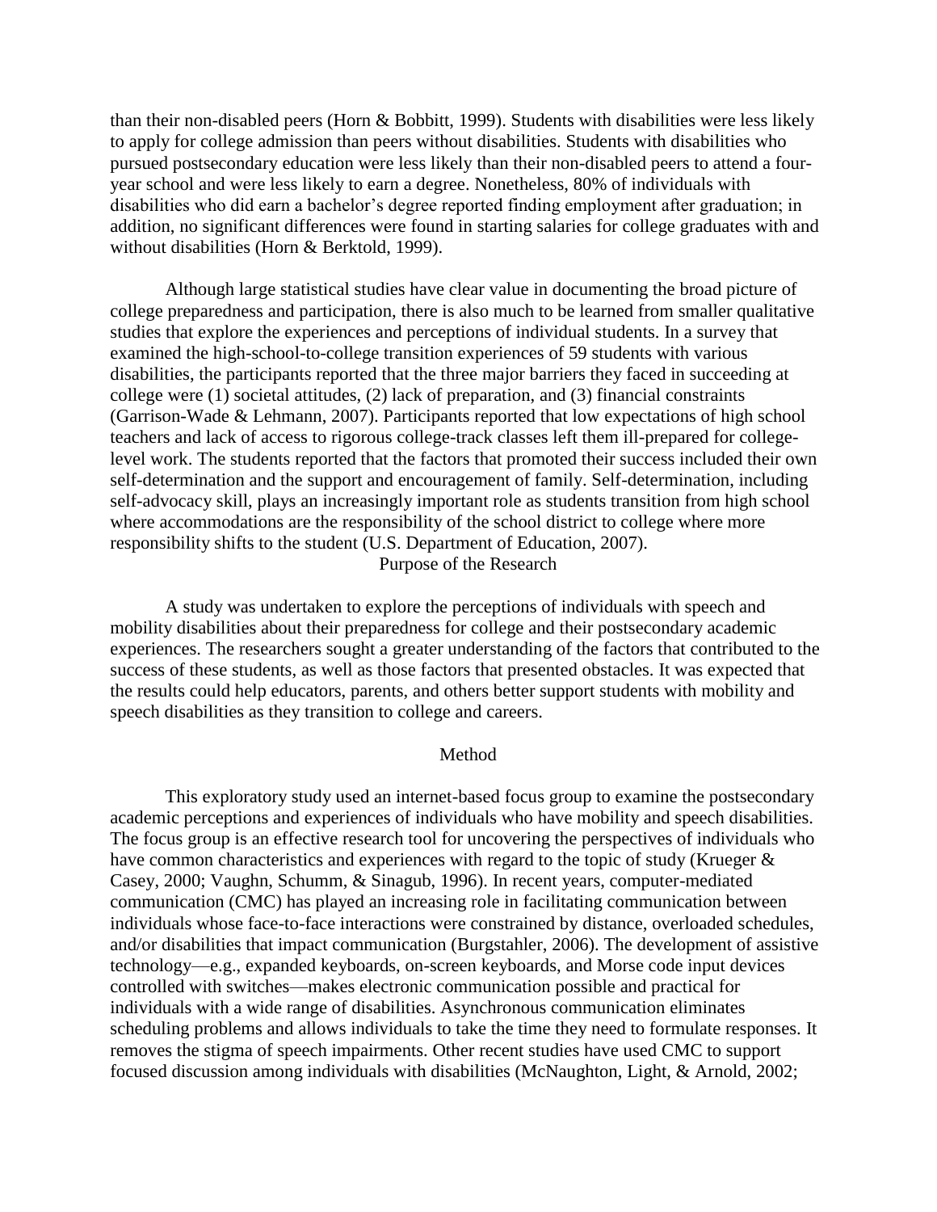than their non-disabled peers (Horn & Bobbitt, 1999). Students with disabilities were less likely to apply for college admission than peers without disabilities. Students with disabilities who pursued postsecondary education were less likely than their non-disabled peers to attend a four-year school and were less likely to earn a degree. Nonetheless, 80% of individuals with disabilities who did earn a bachelor's degree reported finding employment after graduation; in addition, no significant differences were found in starting salaries for college graduates with and without disabilities (Horn & Berktold, 1999).

Although large statistical studies have clear value in documenting the broad picture of college preparedness and participation, there is also much to be learned from smaller qualitative studies that explore the experiences and perceptions of individual students. In a survey that examined the high-school-to-college transition experiences of 59 students with various disabilities, the participants reported that the three major barriers they faced in succeeding at college were (1) societal attitudes, (2) lack of preparation, and (3) financial constraints (Garrison-Wade & Lehmann, 2007). Participants reported that low expectations of high school teachers and lack of access to rigorous college-track classes left them ill-prepared for college-level work. The students reported that the factors that promoted their success included their own self-determination and the support and encouragement of family. Self-determination, including self-advocacy skill, plays an increasingly important role as students transition from high school where accommodations are the responsibility of the school district to college where more responsibility shifts to the student (U.S. Department of Education, 2007).

## Purpose of the Research

A study was undertaken to explore the perceptions of individuals with speech and mobility disabilities about their preparedness for college and their postsecondary academic experiences. The researchers sought a greater understanding of the factors that contributed to the success of these students, as well as those factors that presented obstacles. It was expected that the results could help educators, parents, and others better support students with mobility and speech disabilities as they transition to college and careers.

## Method

This exploratory study used an internet-based focus group to examine the postsecondary academic perceptions and experiences of individuals who have mobility and speech disabilities. The focus group is an effective research tool for uncovering the perspectives of individuals who have common characteristics and experiences with regard to the topic of study (Krueger & Casey, 2000; Vaughn, Schumm, & Sinagub, 1996). In recent years, computer-mediated communication (CMC) has played an increasing role in facilitating communication between individuals whose face-to-face interactions were constrained by distance, overloaded schedules, and/or disabilities that impact communication (Burgstahler, 2006). The development of assistive technology—e.g., expanded keyboards, on-screen keyboards, and Morse code input devices controlled with switches—makes electronic communication possible and practical for individuals with a wide range of disabilities. Asynchronous communication eliminates scheduling problems and allows individuals to take the time they need to formulate responses. It removes the stigma of speech impairments. Other recent studies have used CMC to support focused discussion among individuals with disabilities (McNaughton, Light, & Arnold, 2002;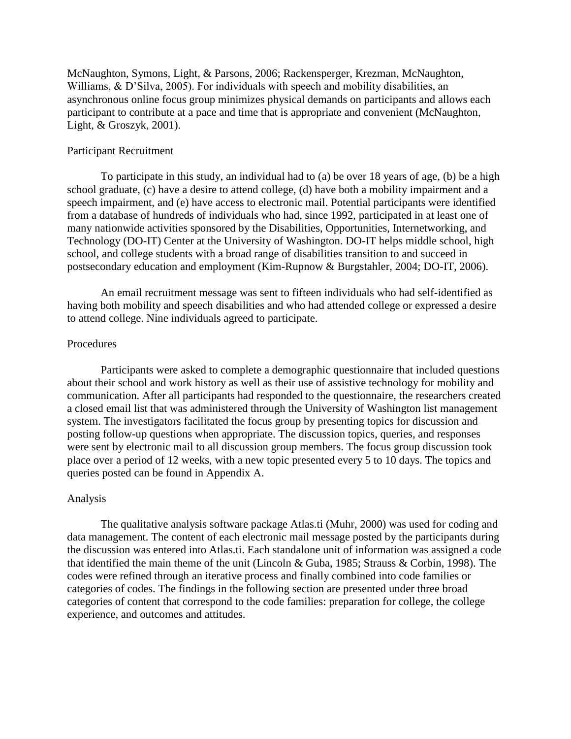McNaughton, Symons, Light, & Parsons, 2006; Rackensperger, Krezman, McNaughton, Williams, & D'Silva, 2005). For individuals with speech and mobility disabilities, an asynchronous online focus group minimizes physical demands on participants and allows each participant to contribute at a pace and time that is appropriate and convenient (McNaughton, Light, & Groszyk, 2001).

## Participant Recruitment

To participate in this study, an individual had to (a) be over 18 years of age, (b) be a high school graduate, (c) have a desire to attend college, (d) have both a mobility impairment and a speech impairment, and (e) have access to electronic mail. Potential participants were identified from a database of hundreds of individuals who had, since 1992, participated in at least one of many nationwide activities sponsored by the Disabilities, Opportunities, Internetworking, and Technology (DO-IT) Center at the University of Washington. DO-IT helps middle school, high school, and college students with a broad range of disabilities transition to and succeed in postsecondary education and employment (Kim-Rupnow & Burgstahler, 2004; DO-IT, 2006).

An email recruitment message was sent to fifteen individuals who had self-identified as having both mobility and speech disabilities and who had attended college or expressed a desire to attend college. Nine individuals agreed to participate.

## Procedures

Participants were asked to complete a demographic questionnaire that included questions about their school and work history as well as their use of assistive technology for mobility and communication. After all participants had responded to the questionnaire, the researchers created a closed email list that was administered through the University of Washington list management system. The investigators facilitated the focus group by presenting topics for discussion and posting follow-up questions when appropriate. The discussion topics, queries, and responses were sent by electronic mail to all discussion group members. The focus group discussion took place over a period of 12 weeks, with a new topic presented every 5 to 10 days. The topics and queries posted can be found in Appendix A.

## Analysis

The qualitative analysis software package Atlas.ti (Muhr, 2000) was used for coding and data management. The content of each electronic mail message posted by the participants during the discussion was entered into Atlas.ti. Each standalone unit of information was assigned a code that identified the main theme of the unit (Lincoln & Guba, 1985; Strauss & Corbin, 1998). The codes were refined through an iterative process and finally combined into code families or categories of codes. The findings in the following section are presented under three broad categories of content that correspond to the code families: preparation for college, the college experience, and outcomes and attitudes.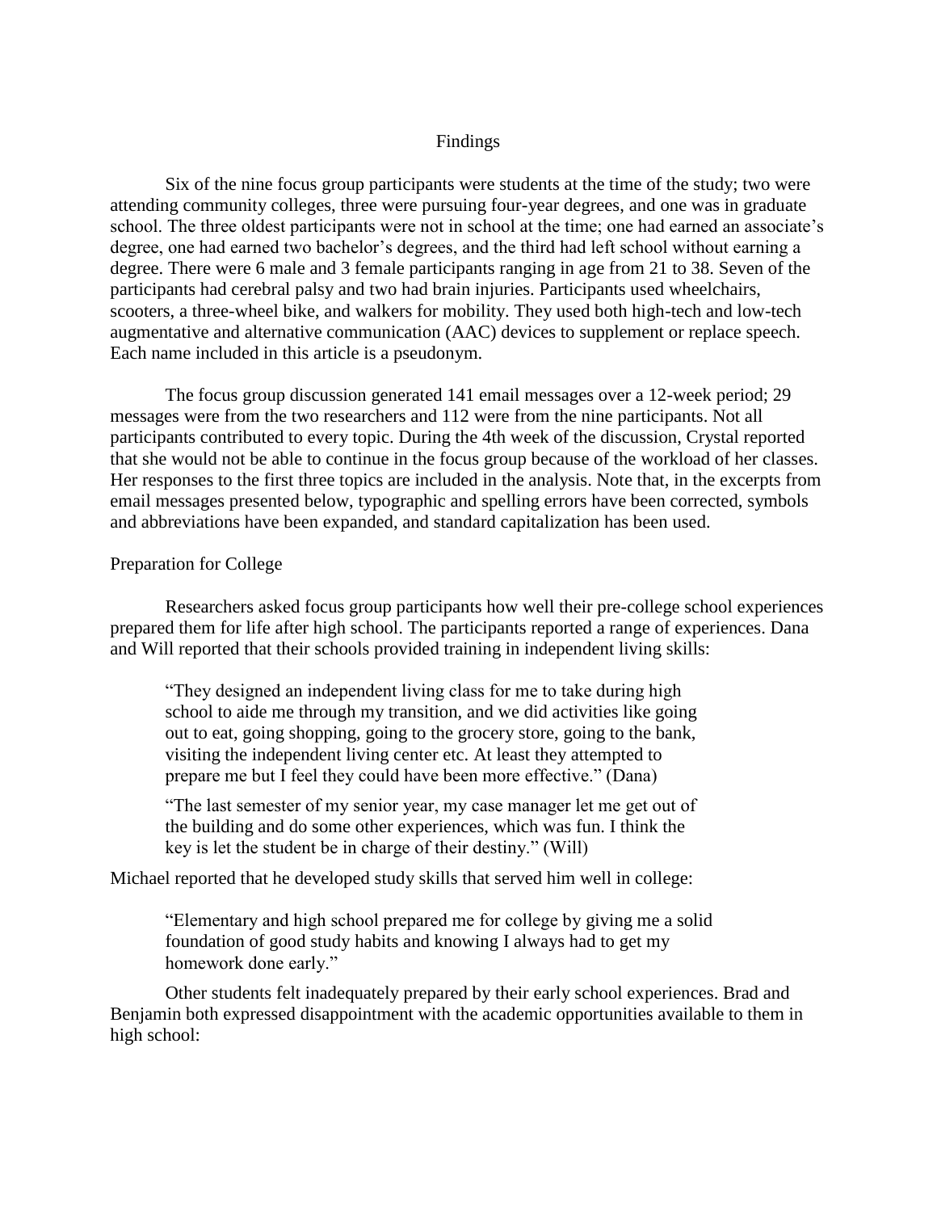## Findings

Six of the nine focus group participants were students at the time of the study; two were attending community colleges, three were pursuing four-year degrees, and one was in graduate school. The three oldest participants were not in school at the time; one had earned an associate's degree, one had earned two bachelor's degrees, and the third had left school without earning a degree. There were 6 male and 3 female participants ranging in age from 21 to 38. Seven of the participants had cerebral palsy and two had brain injuries. Participants used wheelchairs, scooters, a three-wheel bike, and walkers for mobility. They used both high-tech and low-tech augmentative and alternative communication (AAC) devices to supplement or replace speech. Each name included in this article is a pseudonym.

The focus group discussion generated 141 email messages over a 12-week period; 29 messages were from the two researchers and 112 were from the nine participants. Not all participants contributed to every topic. During the 4th week of the discussion, Crystal reported that she would not be able to continue in the focus group because of the workload of her classes. Her responses to the first three topics are included in the analysis. Note that, in the excerpts from email messages presented below, typographic and spelling errors have been corrected, symbols and abbreviations have been expanded, and standard capitalization has been used.

### Preparation for College

Researchers asked focus group participants how well their pre-college school experiences prepared them for life after high school. The participants reported a range of experiences. Dana and Will reported that their schools provided training in independent living skills:

> "They designed an independent living class for me to take during high school to aide me through my transition, and we did activities like going out to eat, going shopping, going to the grocery store, going to the bank, visiting the independent living center etc. At least they attempted to prepare me but I feel they could have been more effective." (Dana)

> "The last semester of my senior year, my case manager let me get out of the building and do some other experiences, which was fun. I think the key is let the student be in charge of their destiny." (Will)

Michael reported that he developed study skills that served him well in college:

> "Elementary and high school prepared me for college by giving me a solid foundation of good study habits and knowing I always had to get my homework done early."

Other students felt inadequately prepared by their early school experiences. Brad and Benjamin both expressed disappointment with the academic opportunities available to them in high school: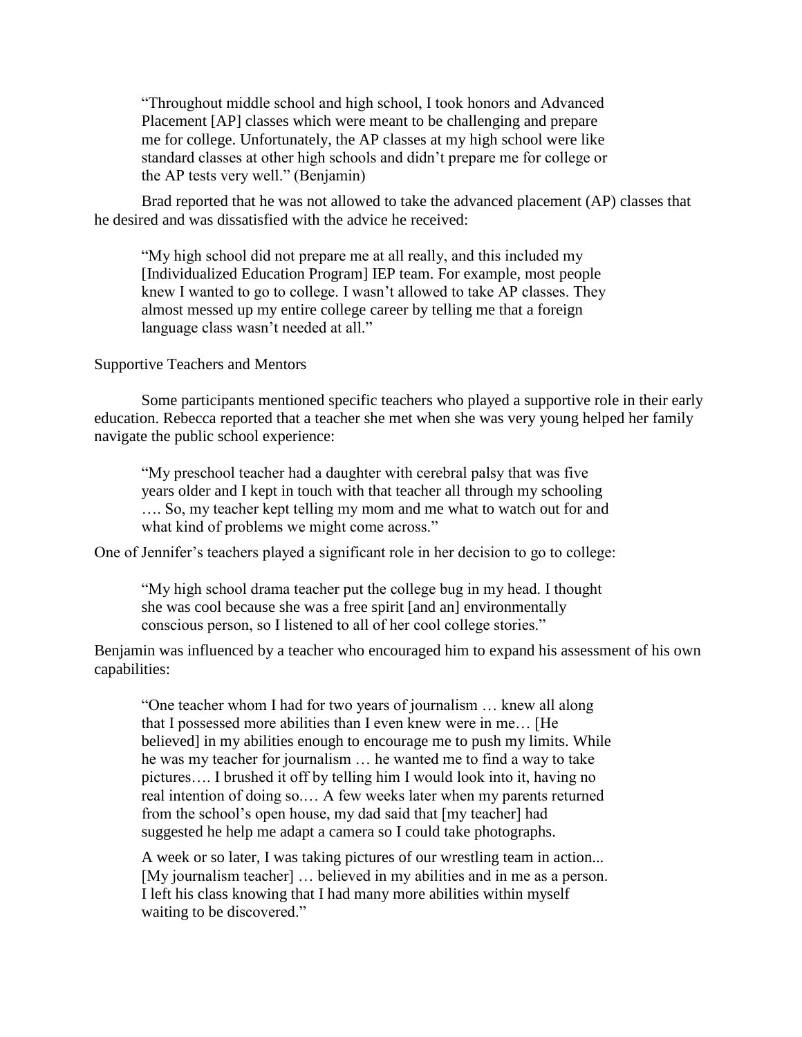> "Throughout middle school and high school, I took honors and Advanced Placement [AP] classes which were meant to be challenging and prepare me for college. Unfortunately, the AP classes at my high school were like standard classes at other high schools and didn't prepare me for college or the AP tests very well." (Benjamin)

Brad reported that he was not allowed to take the advanced placement (AP) classes that he desired and was dissatisfied with the advice he received:

> "My high school did not prepare me at all really, and this included my [Individualized Education Program] IEP team. For example, most people knew I wanted to go to college. I wasn't allowed to take AP classes. They almost messed up my entire college career by telling me that a foreign language class wasn't needed at all."

### Supportive Teachers and Mentors

Some participants mentioned specific teachers who played a supportive role in their early education. Rebecca reported that a teacher she met when she was very young helped her family navigate the public school experience:

> "My preschool teacher had a daughter with cerebral palsy that was five years older and I kept in touch with that teacher all through my schooling …. So, my teacher kept telling my mom and me what to watch out for and what kind of problems we might come across."

One of Jennifer's teachers played a significant role in her decision to go to college:

> "My high school drama teacher put the college bug in my head. I thought she was cool because she was a free spirit [and an] environmentally conscious person, so I listened to all of her cool college stories."

Benjamin was influenced by a teacher who encouraged him to expand his assessment of his own capabilities:

> "One teacher whom I had for two years of journalism … knew all along that I possessed more abilities than I even knew were in me… [He believed] in my abilities enough to encourage me to push my limits. While he was my teacher for journalism … he wanted me to find a way to take pictures…. I brushed it off by telling him I would look into it, having no real intention of doing so.… A few weeks later when my parents returned from the school's open house, my dad said that [my teacher] had suggested he help me adapt a camera so I could take photographs.
>
> A week or so later, I was taking pictures of our wrestling team in action... [My journalism teacher] … believed in my abilities and in me as a person. I left his class knowing that I had many more abilities within myself waiting to be discovered."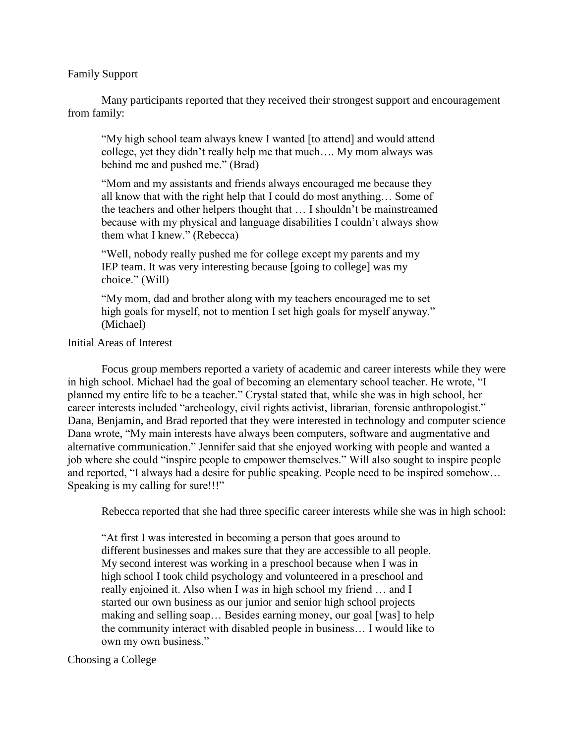## Family Support

Many participants reported that they received their strongest support and encouragement from family:

> "My high school team always knew I wanted [to attend] and would attend college, yet they didn't really help me that much…. My mom always was behind me and pushed me." (Brad)

> "Mom and my assistants and friends always encouraged me because they all know that with the right help that I could do most anything… Some of the teachers and other helpers thought that … I shouldn't be mainstreamed because with my physical and language disabilities I couldn't always show them what I knew." (Rebecca)

> "Well, nobody really pushed me for college except my parents and my IEP team. It was very interesting because [going to college] was my choice." (Will)

> "My mom, dad and brother along with my teachers encouraged me to set high goals for myself, not to mention I set high goals for myself anyway." (Michael)

## Initial Areas of Interest

Focus group members reported a variety of academic and career interests while they were in high school. Michael had the goal of becoming an elementary school teacher. He wrote, "I planned my entire life to be a teacher." Crystal stated that, while she was in high school, her career interests included "archeology, civil rights activist, librarian, forensic anthropologist." Dana, Benjamin, and Brad reported that they were interested in technology and computer science Dana wrote, "My main interests have always been computers, software and augmentative and alternative communication." Jennifer said that she enjoyed working with people and wanted a job where she could "inspire people to empower themselves." Will also sought to inspire people and reported, "I always had a desire for public speaking. People need to be inspired somehow… Speaking is my calling for sure!!!"

Rebecca reported that she had three specific career interests while she was in high school:

> "At first I was interested in becoming a person that goes around to different businesses and makes sure that they are accessible to all people. My second interest was working in a preschool because when I was in high school I took child psychology and volunteered in a preschool and really enjoined it. Also when I was in high school my friend … and I started our own business as our junior and senior high school projects making and selling soap… Besides earning money, our goal [was] to help the community interact with disabled people in business… I would like to own my own business."

## Choosing a College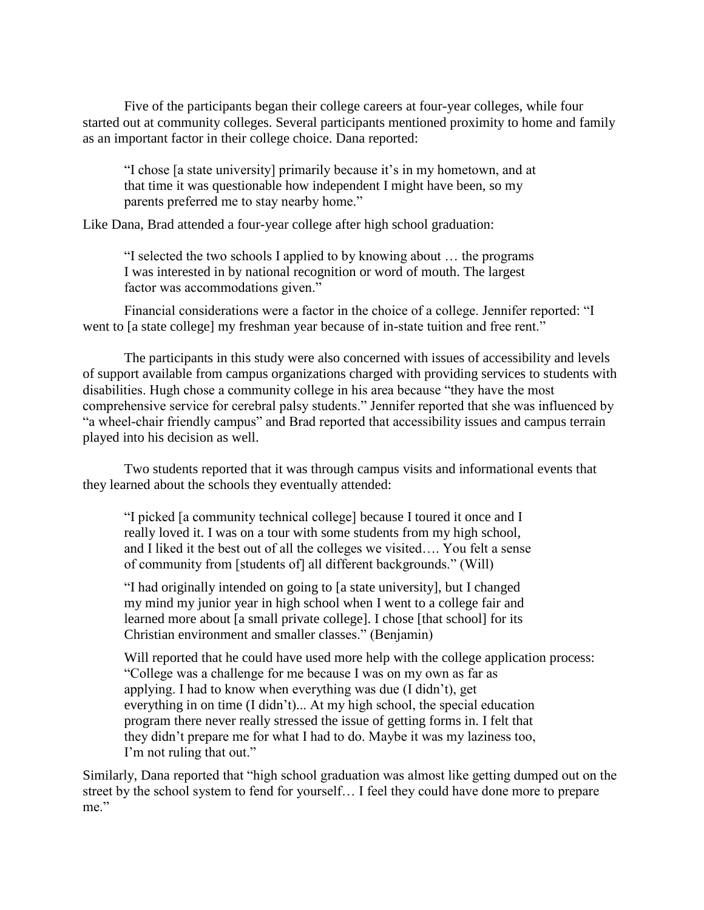Five of the participants began their college careers at four-year colleges, while four started out at community colleges. Several participants mentioned proximity to home and family as an important factor in their college choice. Dana reported:

> "I chose [a state university] primarily because it's in my hometown, and at that time it was questionable how independent I might have been, so my parents preferred me to stay nearby home."

Like Dana, Brad attended a four-year college after high school graduation:

> "I selected the two schools I applied to by knowing about … the programs I was interested in by national recognition or word of mouth. The largest factor was accommodations given."

Financial considerations were a factor in the choice of a college. Jennifer reported: "I went to [a state college] my freshman year because of in-state tuition and free rent."

The participants in this study were also concerned with issues of accessibility and levels of support available from campus organizations charged with providing services to students with disabilities. Hugh chose a community college in his area because "they have the most comprehensive service for cerebral palsy students." Jennifer reported that she was influenced by "a wheel-chair friendly campus" and Brad reported that accessibility issues and campus terrain played into his decision as well.

Two students reported that it was through campus visits and informational events that they learned about the schools they eventually attended:

> "I picked [a community technical college] because I toured it once and I really loved it. I was on a tour with some students from my high school, and I liked it the best out of all the colleges we visited…. You felt a sense of community from [students of] all different backgrounds." (Will)
>
> "I had originally intended on going to [a state university], but I changed my mind my junior year in high school when I went to a college fair and learned more about [a small private college]. I chose [that school] for its Christian environment and smaller classes." (Benjamin)
>
> Will reported that he could have used more help with the college application process: "College was a challenge for me because I was on my own as far as applying. I had to know when everything was due (I didn't), get everything in on time (I didn't)... At my high school, the special education program there never really stressed the issue of getting forms in. I felt that they didn't prepare me for what I had to do. Maybe it was my laziness too, I'm not ruling that out."

Similarly, Dana reported that "high school graduation was almost like getting dumped out on the street by the school system to fend for yourself… I feel they could have done more to prepare me."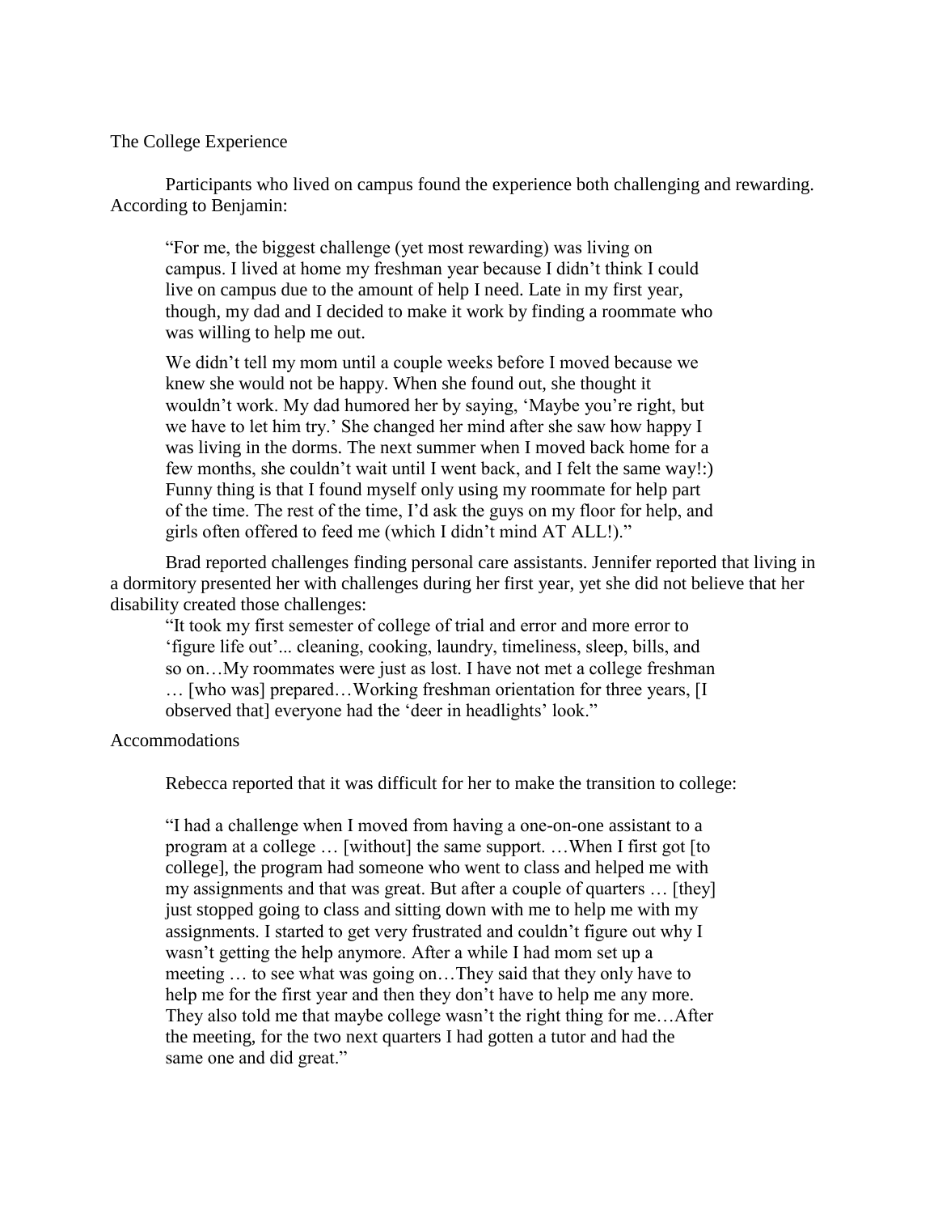## The College Experience

Participants who lived on campus found the experience both challenging and rewarding. According to Benjamin:

> "For me, the biggest challenge (yet most rewarding) was living on campus. I lived at home my freshman year because I didn't think I could live on campus due to the amount of help I need. Late in my first year, though, my dad and I decided to make it work by finding a roommate who was willing to help me out.
>
> We didn't tell my mom until a couple weeks before I moved because we knew she would not be happy. When she found out, she thought it wouldn't work. My dad humored her by saying, 'Maybe you're right, but we have to let him try.' She changed her mind after she saw how happy I was living in the dorms. The next summer when I moved back home for a few months, she couldn't wait until I went back, and I felt the same way!:) Funny thing is that I found myself only using my roommate for help part of the time. The rest of the time, I'd ask the guys on my floor for help, and girls often offered to feed me (which I didn't mind AT ALL!)."

Brad reported challenges finding personal care assistants. Jennifer reported that living in a dormitory presented her with challenges during her first year, yet she did not believe that her disability created those challenges:

> "It took my first semester of college of trial and error and more error to 'figure life out'... cleaning, cooking, laundry, timeliness, sleep, bills, and so on…My roommates were just as lost. I have not met a college freshman … [who was] prepared…Working freshman orientation for three years, [I observed that] everyone had the 'deer in headlights' look."

## Accommodations

Rebecca reported that it was difficult for her to make the transition to college:

> "I had a challenge when I moved from having a one-on-one assistant to a program at a college … [without] the same support. …When I first got [to college], the program had someone who went to class and helped me with my assignments and that was great. But after a couple of quarters … [they] just stopped going to class and sitting down with me to help me with my assignments. I started to get very frustrated and couldn't figure out why I wasn't getting the help anymore. After a while I had mom set up a meeting … to see what was going on…They said that they only have to help me for the first year and then they don't have to help me any more. They also told me that maybe college wasn't the right thing for me…After the meeting, for the two next quarters I had gotten a tutor and had the same one and did great."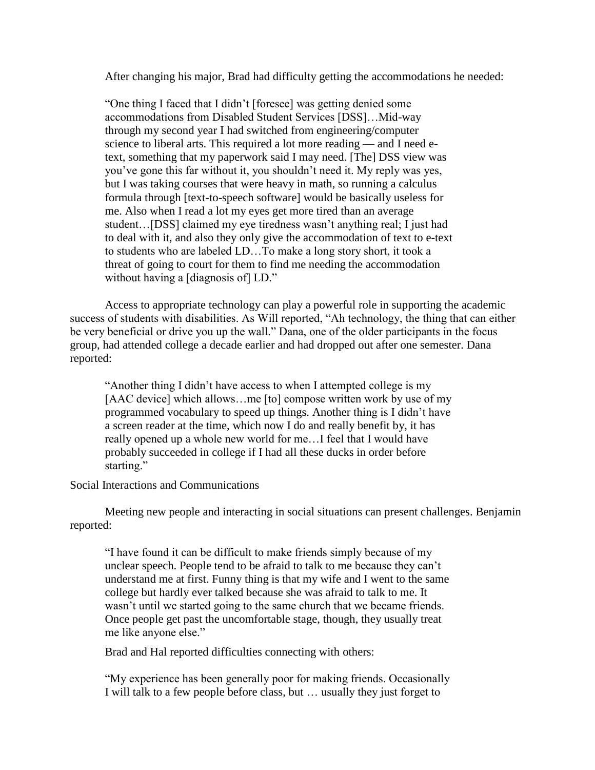After changing his major, Brad had difficulty getting the accommodations he needed:

> "One thing I faced that I didn't [foresee] was getting denied some accommodations from Disabled Student Services [DSS]…Mid-way through my second year I had switched from engineering/computer science to liberal arts. This required a lot more reading — and I need e-text, something that my paperwork said I may need. [The] DSS view was you've gone this far without it, you shouldn't need it. My reply was yes, but I was taking courses that were heavy in math, so running a calculus formula through [text-to-speech software] would be basically useless for me. Also when I read a lot my eyes get more tired than an average student…[DSS] claimed my eye tiredness wasn't anything real; I just had to deal with it, and also they only give the accommodation of text to e-text to students who are labeled LD…To make a long story short, it took a threat of going to court for them to find me needing the accommodation without having a [diagnosis of] LD."

Access to appropriate technology can play a powerful role in supporting the academic success of students with disabilities. As Will reported, "Ah technology, the thing that can either be very beneficial or drive you up the wall." Dana, one of the older participants in the focus group, had attended college a decade earlier and had dropped out after one semester. Dana reported:

> "Another thing I didn't have access to when I attempted college is my [AAC device] which allows…me [to] compose written work by use of my programmed vocabulary to speed up things. Another thing is I didn't have a screen reader at the time, which now I do and really benefit by, it has really opened up a whole new world for me…I feel that I would have probably succeeded in college if I had all these ducks in order before starting."

Social Interactions and Communications

Meeting new people and interacting in social situations can present challenges. Benjamin reported:

> "I have found it can be difficult to make friends simply because of my unclear speech. People tend to be afraid to talk to me because they can't understand me at first. Funny thing is that my wife and I went to the same college but hardly ever talked because she was afraid to talk to me. It wasn't until we started going to the same church that we became friends. Once people get past the uncomfortable stage, though, they usually treat me like anyone else."

Brad and Hal reported difficulties connecting with others:

> "My experience has been generally poor for making friends. Occasionally I will talk to a few people before class, but … usually they just forget to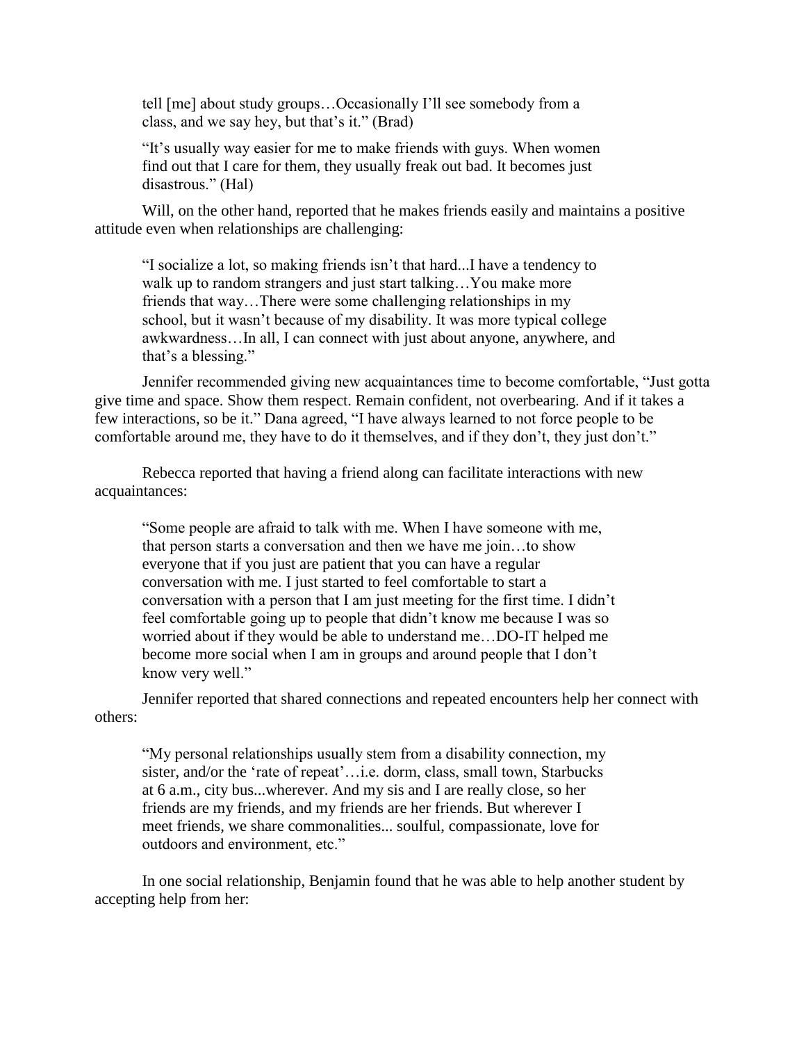> tell [me] about study groups…Occasionally I'll see somebody from a class, and we say hey, but that's it." (Brad)

> "It's usually way easier for me to make friends with guys. When women find out that I care for them, they usually freak out bad. It becomes just disastrous." (Hal)

Will, on the other hand, reported that he makes friends easily and maintains a positive attitude even when relationships are challenging:

> "I socialize a lot, so making friends isn't that hard...I have a tendency to walk up to random strangers and just start talking…You make more friends that way…There were some challenging relationships in my school, but it wasn't because of my disability. It was more typical college awkwardness…In all, I can connect with just about anyone, anywhere, and that's a blessing."

Jennifer recommended giving new acquaintances time to become comfortable, "Just gotta give time and space. Show them respect. Remain confident, not overbearing. And if it takes a few interactions, so be it." Dana agreed, "I have always learned to not force people to be comfortable around me, they have to do it themselves, and if they don't, they just don't."

Rebecca reported that having a friend along can facilitate interactions with new acquaintances:

> "Some people are afraid to talk with me. When I have someone with me, that person starts a conversation and then we have me join…to show everyone that if you just are patient that you can have a regular conversation with me. I just started to feel comfortable to start a conversation with a person that I am just meeting for the first time. I didn't feel comfortable going up to people that didn't know me because I was so worried about if they would be able to understand me…DO-IT helped me become more social when I am in groups and around people that I don't know very well."

Jennifer reported that shared connections and repeated encounters help her connect with others:

> "My personal relationships usually stem from a disability connection, my sister, and/or the 'rate of repeat'…i.e. dorm, class, small town, Starbucks at 6 a.m., city bus...wherever. And my sis and I are really close, so her friends are my friends, and my friends are her friends. But wherever I meet friends, we share commonalities... soulful, compassionate, love for outdoors and environment, etc."

In one social relationship, Benjamin found that he was able to help another student by accepting help from her: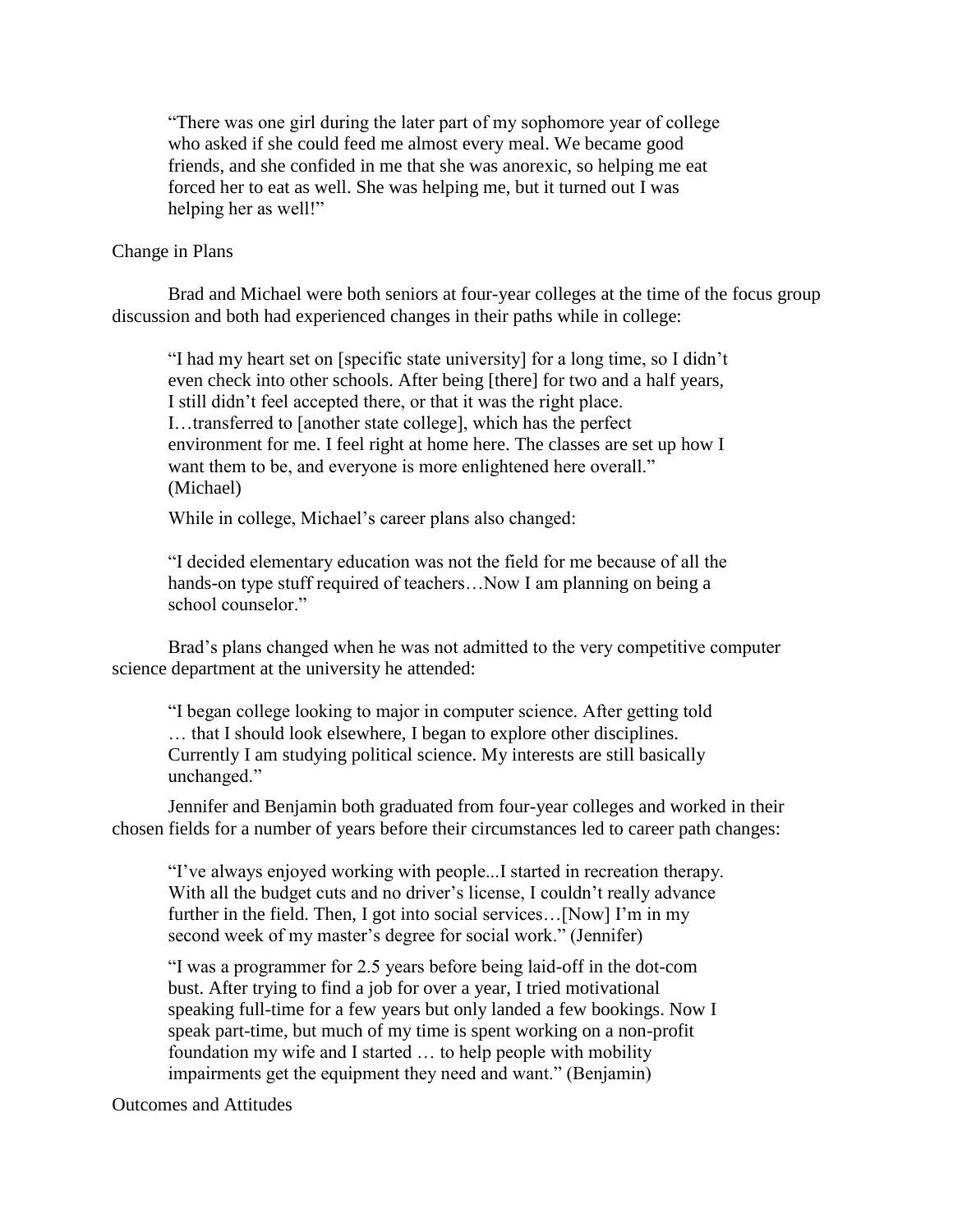> "There was one girl during the later part of my sophomore year of college who asked if she could feed me almost every meal. We became good friends, and she confided in me that she was anorexic, so helping me eat forced her to eat as well. She was helping me, but it turned out I was helping her as well!"

## Change in Plans

Brad and Michael were both seniors at four-year colleges at the time of the focus group discussion and both had experienced changes in their paths while in college:

> "I had my heart set on [specific state university] for a long time, so I didn't even check into other schools. After being [there] for two and a half years, I still didn't feel accepted there, or that it was the right place. I…transferred to [another state college], which has the perfect environment for me. I feel right at home here. The classes are set up how I want them to be, and everyone is more enlightened here overall." (Michael)

> While in college, Michael's career plans also changed:

> "I decided elementary education was not the field for me because of all the hands-on type stuff required of teachers…Now I am planning on being a school counselor."

Brad's plans changed when he was not admitted to the very competitive computer science department at the university he attended:

> "I began college looking to major in computer science. After getting told … that I should look elsewhere, I began to explore other disciplines. Currently I am studying political science. My interests are still basically unchanged."

Jennifer and Benjamin both graduated from four-year colleges and worked in their chosen fields for a number of years before their circumstances led to career path changes:

> "I've always enjoyed working with people...I started in recreation therapy. With all the budget cuts and no driver's license, I couldn't really advance further in the field. Then, I got into social services…[Now] I'm in my second week of my master's degree for social work." (Jennifer)

> "I was a programmer for 2.5 years before being laid-off in the dot-com bust. After trying to find a job for over a year, I tried motivational speaking full-time for a few years but only landed a few bookings. Now I speak part-time, but much of my time is spent working on a non-profit foundation my wife and I started … to help people with mobility impairments get the equipment they need and want." (Benjamin)

## Outcomes and Attitudes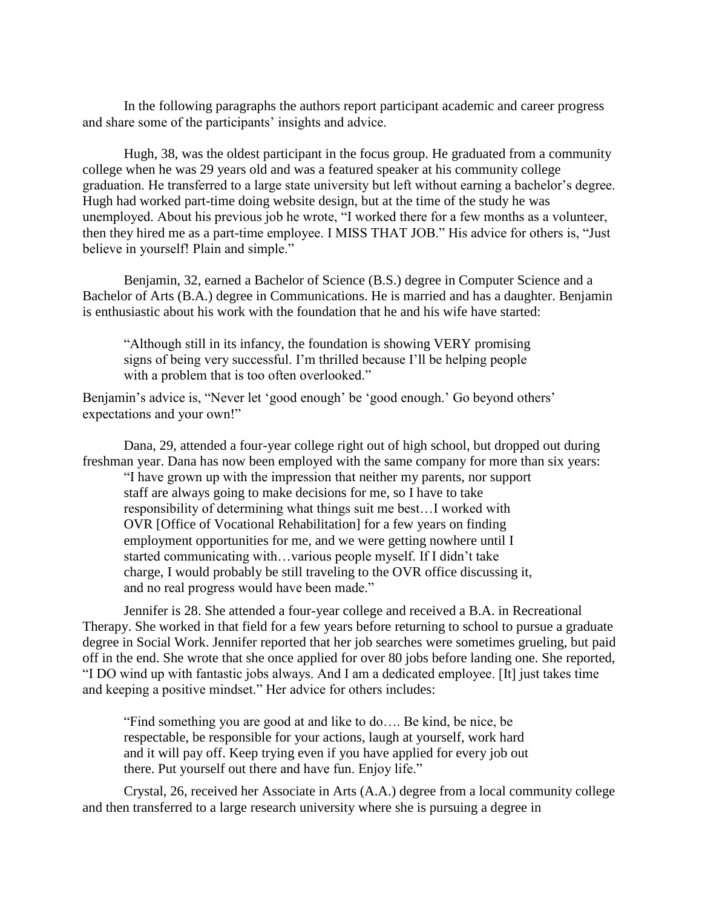In the following paragraphs the authors report participant academic and career progress and share some of the participants' insights and advice.

Hugh, 38, was the oldest participant in the focus group. He graduated from a community college when he was 29 years old and was a featured speaker at his community college graduation. He transferred to a large state university but left without earning a bachelor's degree. Hugh had worked part-time doing website design, but at the time of the study he was unemployed. About his previous job he wrote, "I worked there for a few months as a volunteer, then they hired me as a part-time employee. I MISS THAT JOB." His advice for others is, "Just believe in yourself! Plain and simple."

Benjamin, 32, earned a Bachelor of Science (B.S.) degree in Computer Science and a Bachelor of Arts (B.A.) degree in Communications. He is married and has a daughter. Benjamin is enthusiastic about his work with the foundation that he and his wife have started:

> "Although still in its infancy, the foundation is showing VERY promising signs of being very successful. I'm thrilled because I'll be helping people with a problem that is too often overlooked."

Benjamin's advice is, "Never let 'good enough' be 'good enough.' Go beyond others' expectations and your own!"

Dana, 29, attended a four-year college right out of high school, but dropped out during freshman year. Dana has now been employed with the same company for more than six years:

> "I have grown up with the impression that neither my parents, nor support staff are always going to make decisions for me, so I have to take responsibility of determining what things suit me best…I worked with OVR [Office of Vocational Rehabilitation] for a few years on finding employment opportunities for me, and we were getting nowhere until I started communicating with…various people myself. If I didn't take charge, I would probably be still traveling to the OVR office discussing it, and no real progress would have been made."

Jennifer is 28. She attended a four-year college and received a B.A. in Recreational Therapy. She worked in that field for a few years before returning to school to pursue a graduate degree in Social Work. Jennifer reported that her job searches were sometimes grueling, but paid off in the end. She wrote that she once applied for over 80 jobs before landing one. She reported, "I DO wind up with fantastic jobs always. And I am a dedicated employee. [It] just takes time and keeping a positive mindset." Her advice for others includes:

> "Find something you are good at and like to do…. Be kind, be nice, be respectable, be responsible for your actions, laugh at yourself, work hard and it will pay off. Keep trying even if you have applied for every job out there. Put yourself out there and have fun. Enjoy life."

Crystal, 26, received her Associate in Arts (A.A.) degree from a local community college and then transferred to a large research university where she is pursuing a degree in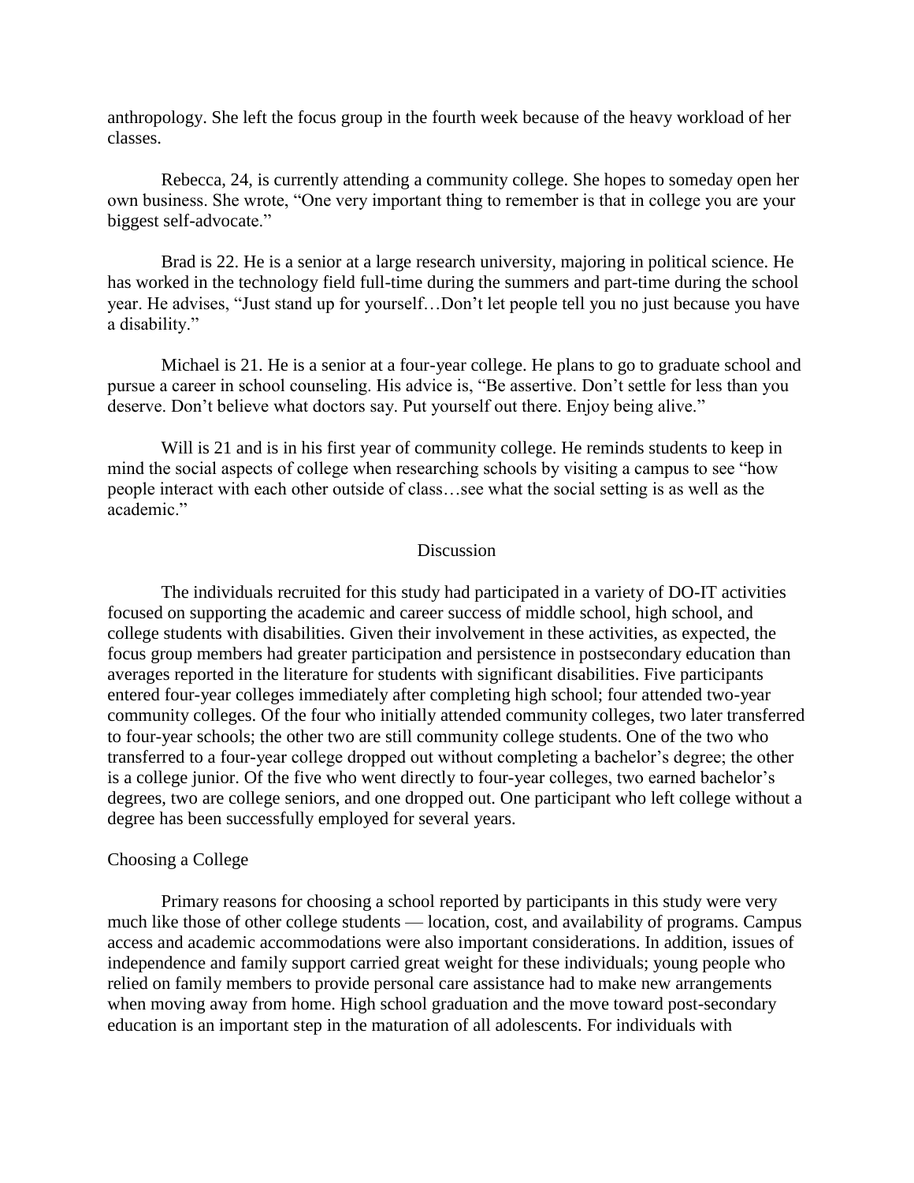anthropology. She left the focus group in the fourth week because of the heavy workload of her classes.

Rebecca, 24, is currently attending a community college. She hopes to someday open her own business. She wrote, "One very important thing to remember is that in college you are your biggest self-advocate."

Brad is 22. He is a senior at a large research university, majoring in political science. He has worked in the technology field full-time during the summers and part-time during the school year. He advises, "Just stand up for yourself…Don't let people tell you no just because you have a disability."

Michael is 21. He is a senior at a four-year college. He plans to go to graduate school and pursue a career in school counseling. His advice is, "Be assertive. Don't settle for less than you deserve. Don't believe what doctors say. Put yourself out there. Enjoy being alive."

Will is 21 and is in his first year of community college. He reminds students to keep in mind the social aspects of college when researching schools by visiting a campus to see "how people interact with each other outside of class…see what the social setting is as well as the academic."

## Discussion

The individuals recruited for this study had participated in a variety of DO-IT activities focused on supporting the academic and career success of middle school, high school, and college students with disabilities. Given their involvement in these activities, as expected, the focus group members had greater participation and persistence in postsecondary education than averages reported in the literature for students with significant disabilities. Five participants entered four-year colleges immediately after completing high school; four attended two-year community colleges. Of the four who initially attended community colleges, two later transferred to four-year schools; the other two are still community college students. One of the two who transferred to a four-year college dropped out without completing a bachelor's degree; the other is a college junior. Of the five who went directly to four-year colleges, two earned bachelor's degrees, two are college seniors, and one dropped out. One participant who left college without a degree has been successfully employed for several years.

### Choosing a College

Primary reasons for choosing a school reported by participants in this study were very much like those of other college students — location, cost, and availability of programs. Campus access and academic accommodations were also important considerations. In addition, issues of independence and family support carried great weight for these individuals; young people who relied on family members to provide personal care assistance had to make new arrangements when moving away from home. High school graduation and the move toward post-secondary education is an important step in the maturation of all adolescents. For individuals with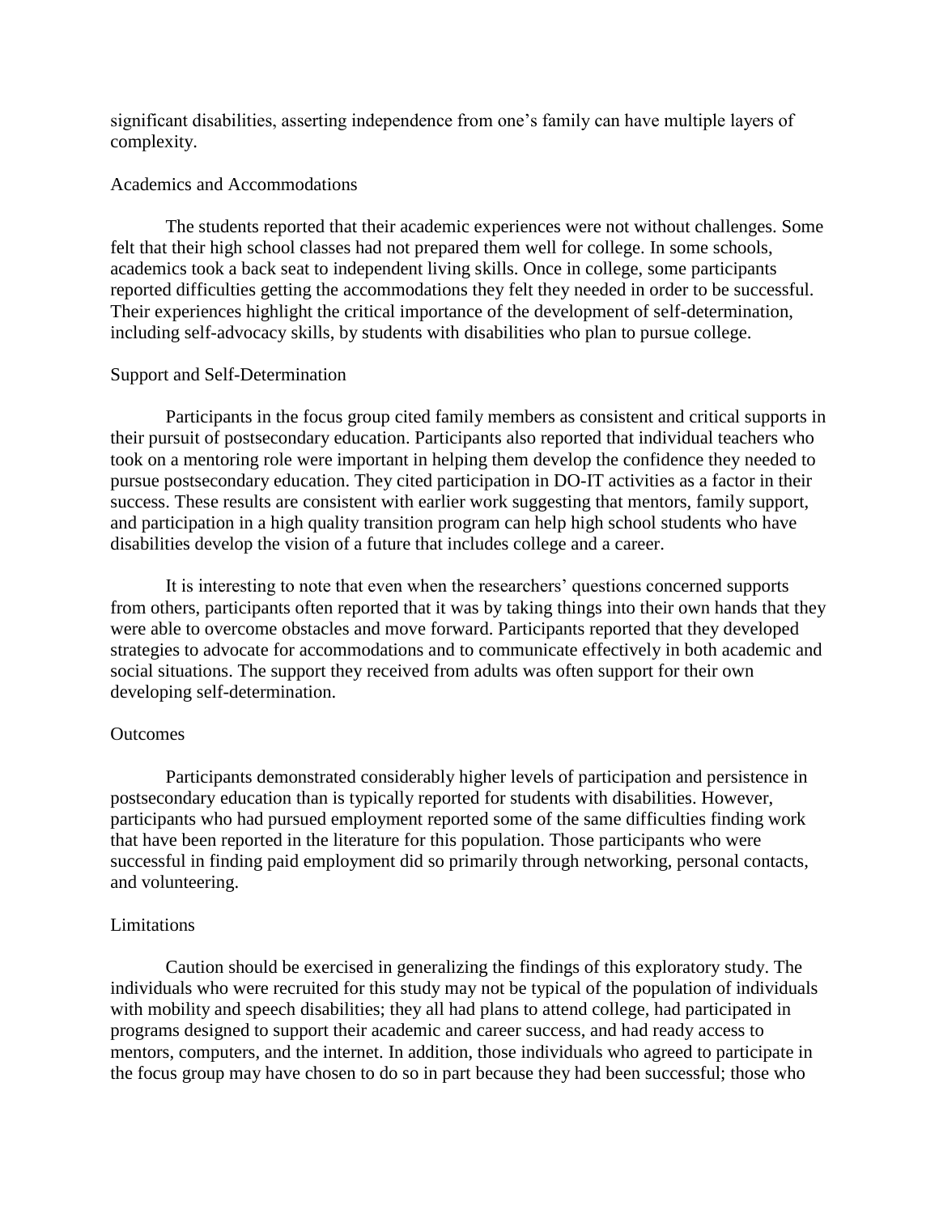significant disabilities, asserting independence from one's family can have multiple layers of complexity.

### Academics and Accommodations

The students reported that their academic experiences were not without challenges. Some felt that their high school classes had not prepared them well for college. In some schools, academics took a back seat to independent living skills. Once in college, some participants reported difficulties getting the accommodations they felt they needed in order to be successful. Their experiences highlight the critical importance of the development of self-determination, including self-advocacy skills, by students with disabilities who plan to pursue college.

### Support and Self-Determination

Participants in the focus group cited family members as consistent and critical supports in their pursuit of postsecondary education. Participants also reported that individual teachers who took on a mentoring role were important in helping them develop the confidence they needed to pursue postsecondary education. They cited participation in DO-IT activities as a factor in their success. These results are consistent with earlier work suggesting that mentors, family support, and participation in a high quality transition program can help high school students who have disabilities develop the vision of a future that includes college and a career.

It is interesting to note that even when the researchers' questions concerned supports from others, participants often reported that it was by taking things into their own hands that they were able to overcome obstacles and move forward. Participants reported that they developed strategies to advocate for accommodations and to communicate effectively in both academic and social situations. The support they received from adults was often support for their own developing self-determination.

### Outcomes

Participants demonstrated considerably higher levels of participation and persistence in postsecondary education than is typically reported for students with disabilities. However, participants who had pursued employment reported some of the same difficulties finding work that have been reported in the literature for this population. Those participants who were successful in finding paid employment did so primarily through networking, personal contacts, and volunteering.

### Limitations

Caution should be exercised in generalizing the findings of this exploratory study. The individuals who were recruited for this study may not be typical of the population of individuals with mobility and speech disabilities; they all had plans to attend college, had participated in programs designed to support their academic and career success, and had ready access to mentors, computers, and the internet. In addition, those individuals who agreed to participate in the focus group may have chosen to do so in part because they had been successful; those who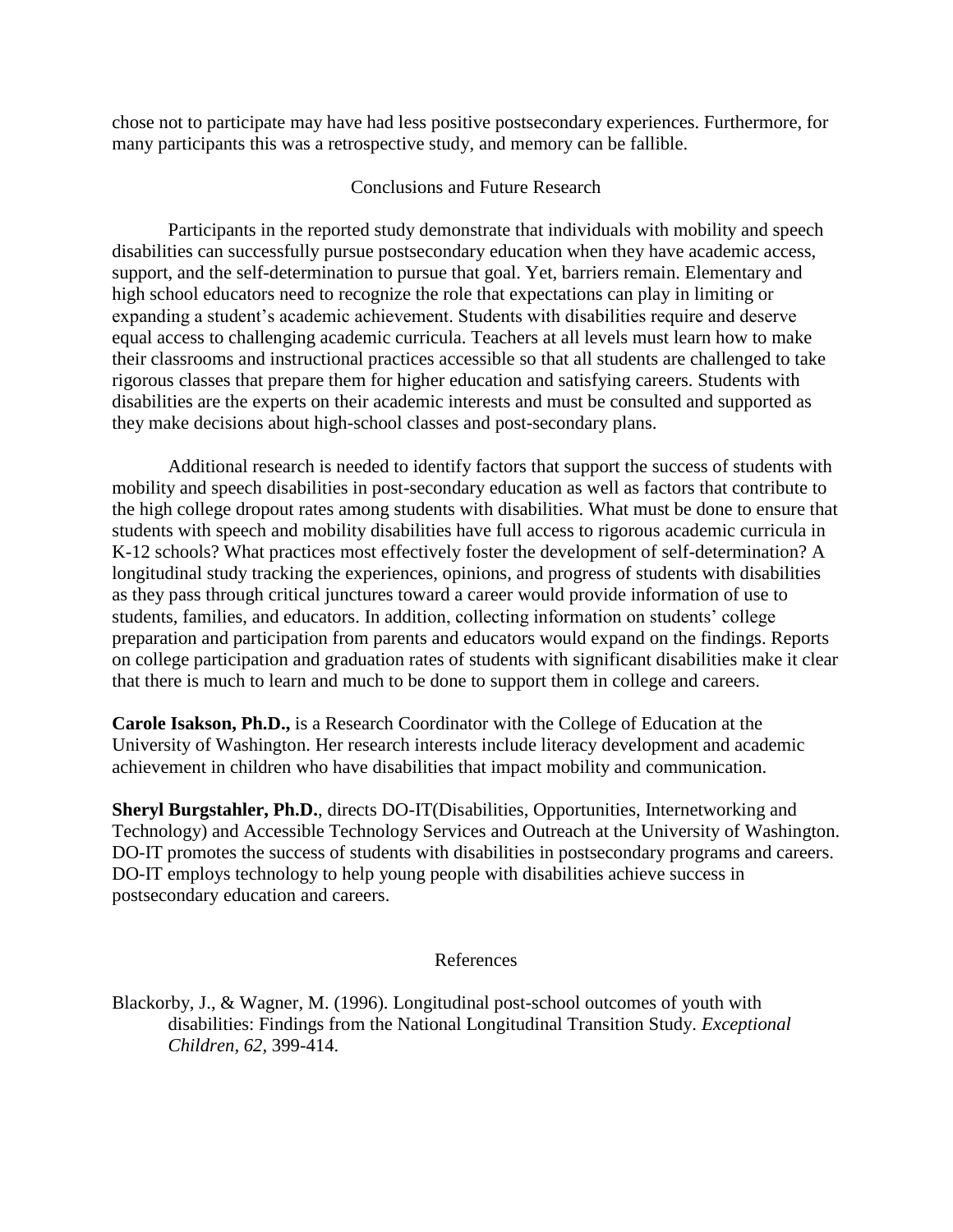chose not to participate may have had less positive postsecondary experiences. Furthermore, for many participants this was a retrospective study, and memory can be fallible.

## Conclusions and Future Research

Participants in the reported study demonstrate that individuals with mobility and speech disabilities can successfully pursue postsecondary education when they have academic access, support, and the self-determination to pursue that goal. Yet, barriers remain. Elementary and high school educators need to recognize the role that expectations can play in limiting or expanding a student's academic achievement. Students with disabilities require and deserve equal access to challenging academic curricula. Teachers at all levels must learn how to make their classrooms and instructional practices accessible so that all students are challenged to take rigorous classes that prepare them for higher education and satisfying careers. Students with disabilities are the experts on their academic interests and must be consulted and supported as they make decisions about high-school classes and post-secondary plans.

Additional research is needed to identify factors that support the success of students with mobility and speech disabilities in post-secondary education as well as factors that contribute to the high college dropout rates among students with disabilities. What must be done to ensure that students with speech and mobility disabilities have full access to rigorous academic curricula in K-12 schools? What practices most effectively foster the development of self-determination? A longitudinal study tracking the experiences, opinions, and progress of students with disabilities as they pass through critical junctures toward a career would provide information of use to students, families, and educators. In addition, collecting information on students' college preparation and participation from parents and educators would expand on the findings. Reports on college participation and graduation rates of students with significant disabilities make it clear that there is much to learn and much to be done to support them in college and careers.

**Carole Isakson, Ph.D.,** is a Research Coordinator with the College of Education at the University of Washington. Her research interests include literacy development and academic achievement in children who have disabilities that impact mobility and communication.

**Sheryl Burgstahler, Ph.D.**, directs DO-IT(Disabilities, Opportunities, Internetworking and Technology) and Accessible Technology Services and Outreach at the University of Washington. DO-IT promotes the success of students with disabilities in postsecondary programs and careers. DO-IT employs technology to help young people with disabilities achieve success in postsecondary education and careers.

## References

Blackorby, J., & Wagner, M. (1996). Longitudinal post-school outcomes of youth with disabilities: Findings from the National Longitudinal Transition Study. *Exceptional Children, 62,* 399-414.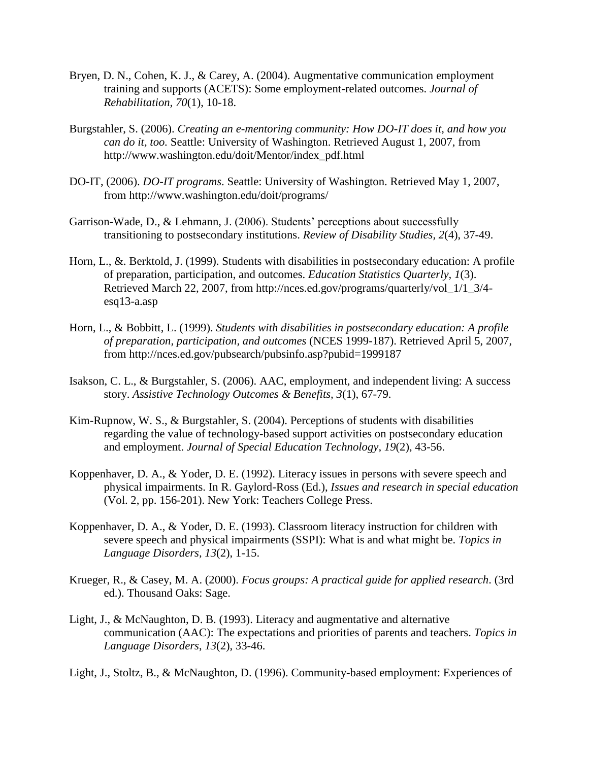Bryen, D. N., Cohen, K. J., & Carey, A. (2004). Augmentative communication employment training and supports (ACETS): Some employment-related outcomes. *Journal of Rehabilitation*, *70*(1), 10-18.

Burgstahler, S. (2006). *Creating an e-mentoring community: How DO-IT does it, and how you can do it, too.* Seattle: University of Washington. Retrieved August 1, 2007, from http://www.washington.edu/doit/Mentor/index_pdf.html

DO-IT, (2006). *DO-IT programs*. Seattle: University of Washington. Retrieved May 1, 2007, from http://www.washington.edu/doit/programs/

Garrison-Wade, D., & Lehmann, J. (2006). Students' perceptions about successfully transitioning to postsecondary institutions. *Review of Disability Studies*, *2*(4), 37-49.

Horn, L., &. Berktold, J. (1999). Students with disabilities in postsecondary education: A profile of preparation, participation, and outcomes. *Education Statistics Quarterly, 1*(3). Retrieved March 22, 2007, from http://nces.ed.gov/programs/quarterly/vol_1/1_3/4-esq13-a.asp

Horn, L., & Bobbitt, L. (1999). *Students with disabilities in postsecondary education: A profile of preparation, participation, and outcomes* (NCES 1999-187). Retrieved April 5, 2007, from http://nces.ed.gov/pubsearch/pubsinfo.asp?pubid=1999187

Isakson, C. L., & Burgstahler, S. (2006). AAC, employment, and independent living: A success story. *Assistive Technology Outcomes & Benefits, 3*(1), 67-79.

Kim-Rupnow, W. S., & Burgstahler, S. (2004). Perceptions of students with disabilities regarding the value of technology-based support activities on postsecondary education and employment. *Journal of Special Education Technology, 19*(2), 43-56.

Koppenhaver, D. A., & Yoder, D. E. (1992). Literacy issues in persons with severe speech and physical impairments. In R. Gaylord-Ross (Ed.), *Issues and research in special education* (Vol. 2, pp. 156-201). New York: Teachers College Press.

Koppenhaver, D. A., & Yoder, D. E. (1993). Classroom literacy instruction for children with severe speech and physical impairments (SSPI): What is and what might be. *Topics in Language Disorders*, *13*(2), 1-15.

Krueger, R., & Casey, M. A. (2000). *Focus groups: A practical guide for applied research*. (3rd ed.). Thousand Oaks: Sage.

Light, J., & McNaughton, D. B. (1993). Literacy and augmentative and alternative communication (AAC): The expectations and priorities of parents and teachers. *Topics in Language Disorders*, *13*(2), 33-46.

Light, J., Stoltz, B., & McNaughton, D. (1996). Community-based employment: Experiences of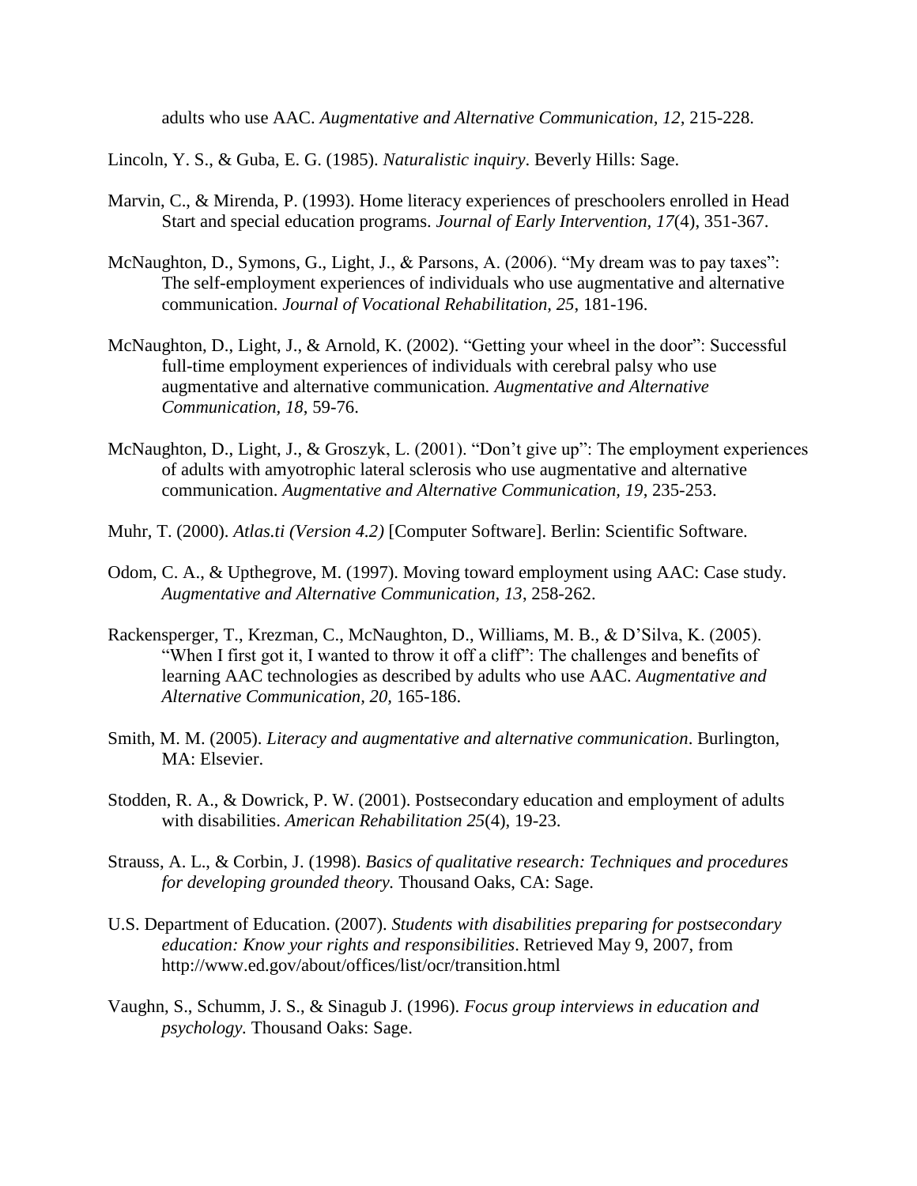adults who use AAC. *Augmentative and Alternative Communication, 12,* 215-228.

Lincoln, Y. S., & Guba, E. G. (1985). *Naturalistic inquiry*. Beverly Hills: Sage.

Marvin, C., & Mirenda, P. (1993). Home literacy experiences of preschoolers enrolled in Head Start and special education programs. *Journal of Early Intervention*, *17*(4), 351-367.

McNaughton, D., Symons, G., Light, J., & Parsons, A. (2006). "My dream was to pay taxes": The self-employment experiences of individuals who use augmentative and alternative communication. *Journal of Vocational Rehabilitation, 25*, 181-196.

McNaughton, D., Light, J., & Arnold, K. (2002). "Getting your wheel in the door": Successful full-time employment experiences of individuals with cerebral palsy who use augmentative and alternative communication. *Augmentative and Alternative Communication, 18*, 59-76.

McNaughton, D., Light, J., & Groszyk, L. (2001). "Don't give up": The employment experiences of adults with amyotrophic lateral sclerosis who use augmentative and alternative communication. *Augmentative and Alternative Communication, 19*, 235-253.

Muhr, T. (2000). *Atlas.ti (Version 4.2)* [Computer Software]. Berlin: Scientific Software.

Odom, C. A., & Upthegrove, M. (1997). Moving toward employment using AAC: Case study. *Augmentative and Alternative Communication, 13*, 258-262.

Rackensperger, T., Krezman, C., McNaughton, D., Williams, M. B., & D'Silva, K. (2005). "When I first got it, I wanted to throw it off a cliff": The challenges and benefits of learning AAC technologies as described by adults who use AAC. *Augmentative and Alternative Communication, 20,* 165-186.

Smith, M. M. (2005). *Literacy and augmentative and alternative communication*. Burlington, MA: Elsevier.

Stodden, R. A., & Dowrick, P. W. (2001). Postsecondary education and employment of adults with disabilities. *American Rehabilitation 25*(4), 19-23.

Strauss, A. L., & Corbin, J. (1998). *Basics of qualitative research: Techniques and procedures for developing grounded theory.* Thousand Oaks, CA: Sage.

U.S. Department of Education. (2007). *Students with disabilities preparing for postsecondary education: Know your rights and responsibilities*. Retrieved May 9, 2007, from http://www.ed.gov/about/offices/list/ocr/transition.html

Vaughn, S., Schumm, J. S., & Sinagub J. (1996). *Focus group interviews in education and psychology.* Thousand Oaks: Sage.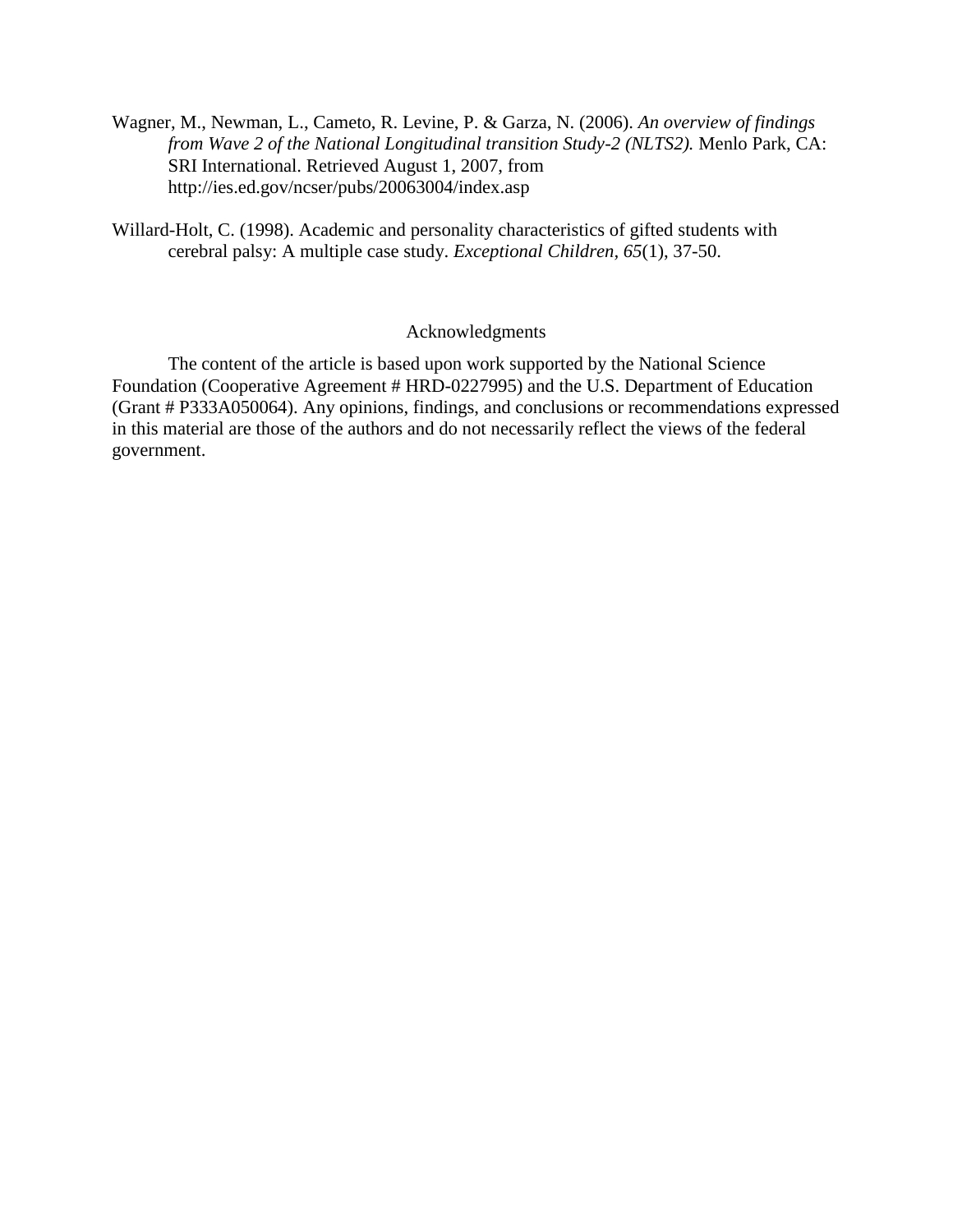Wagner, M., Newman, L., Cameto, R. Levine, P. & Garza, N. (2006). *An overview of findings from Wave 2 of the National Longitudinal transition Study-2 (NLTS2).* Menlo Park, CA: SRI International. Retrieved August 1, 2007, from http://ies.ed.gov/ncser/pubs/20063004/index.asp

Willard-Holt, C. (1998). Academic and personality characteristics of gifted students with cerebral palsy: A multiple case study. *Exceptional Children, 65*(1), 37-50.

## Acknowledgments

The content of the article is based upon work supported by the National Science Foundation (Cooperative Agreement # HRD-0227995) and the U.S. Department of Education (Grant # P333A050064). Any opinions, findings, and conclusions or recommendations expressed in this material are those of the authors and do not necessarily reflect the views of the federal government.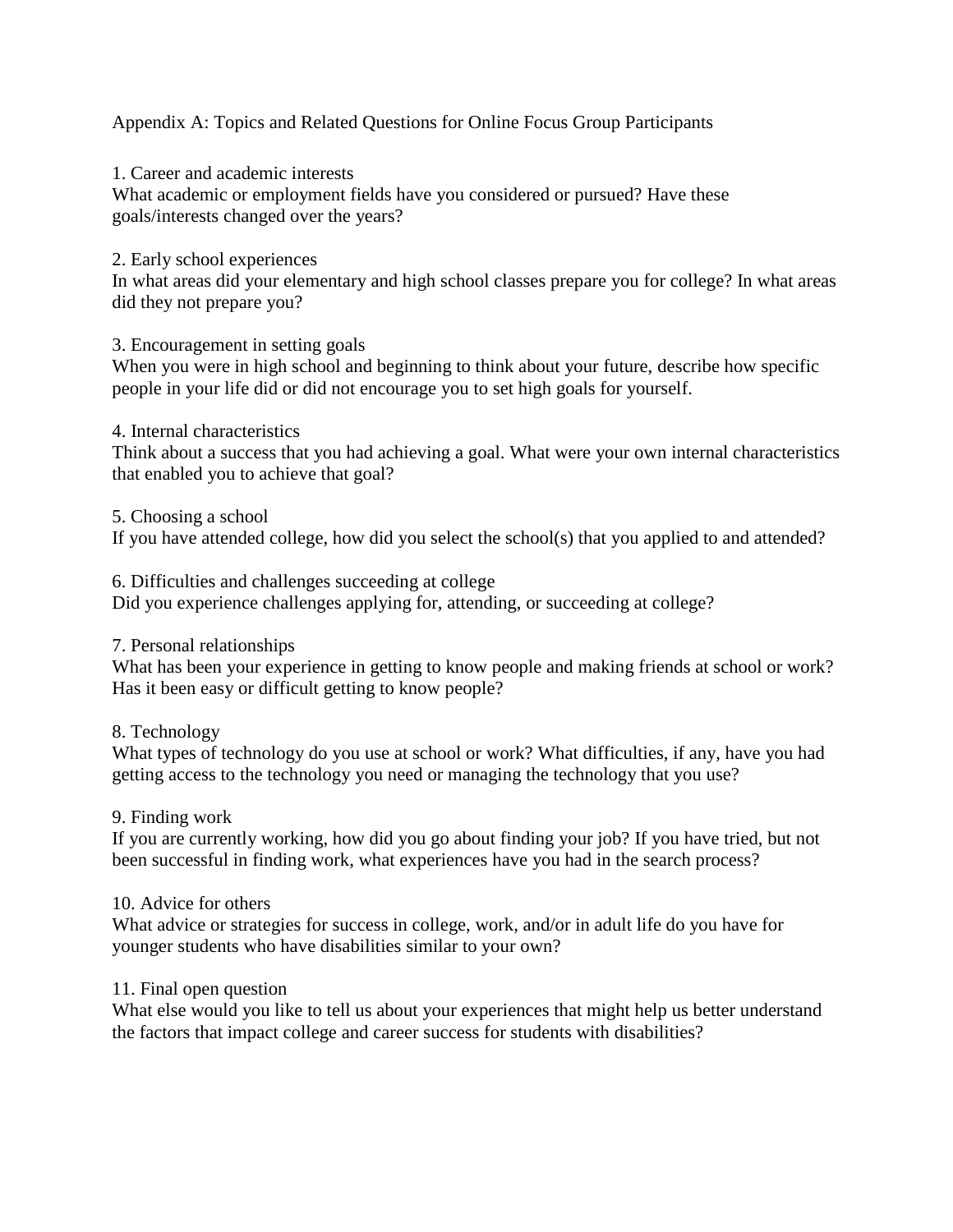# Appendix A: Topics and Related Questions for Online Focus Group Participants

1. Career and academic interests

What academic or employment fields have you considered or pursued? Have these goals/interests changed over the years?

2. Early school experiences

In what areas did your elementary and high school classes prepare you for college? In what areas did they not prepare you?

3. Encouragement in setting goals

When you were in high school and beginning to think about your future, describe how specific people in your life did or did not encourage you to set high goals for yourself.

4. Internal characteristics

Think about a success that you had achieving a goal. What were your own internal characteristics that enabled you to achieve that goal?

5. Choosing a school

If you have attended college, how did you select the school(s) that you applied to and attended?

6. Difficulties and challenges succeeding at college

Did you experience challenges applying for, attending, or succeeding at college?

7. Personal relationships

What has been your experience in getting to know people and making friends at school or work? Has it been easy or difficult getting to know people?

8. Technology

What types of technology do you use at school or work? What difficulties, if any, have you had getting access to the technology you need or managing the technology that you use?

9. Finding work

If you are currently working, how did you go about finding your job? If you have tried, but not been successful in finding work, what experiences have you had in the search process?

10. Advice for others

What advice or strategies for success in college, work, and/or in adult life do you have for younger students who have disabilities similar to your own?

11. Final open question

What else would you like to tell us about your experiences that might help us better understand the factors that impact college and career success for students with disabilities?